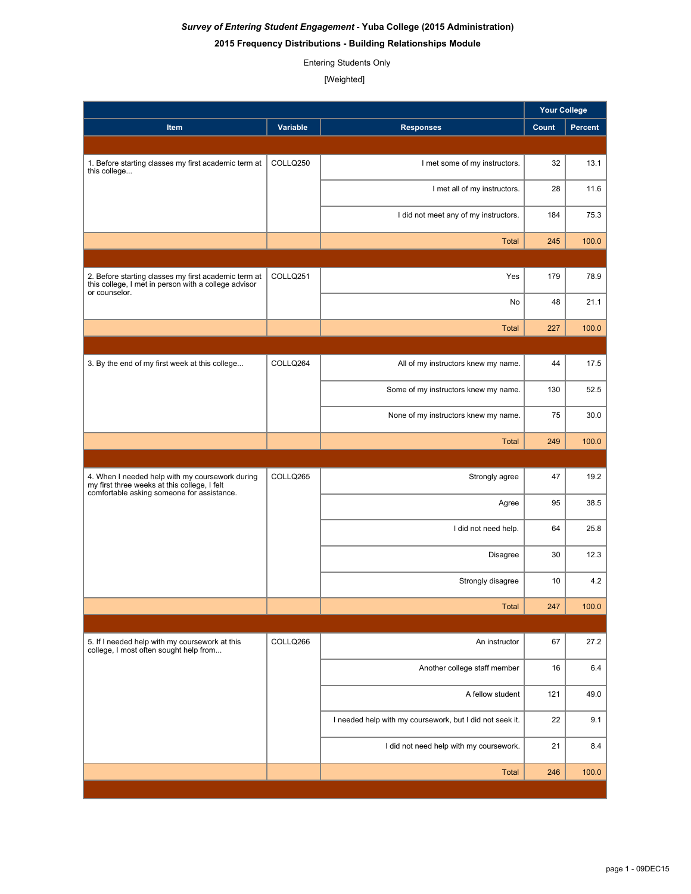# *Survey of Entering Student Engagement* - Yuba College (2015 Administration)

## 2015 Frequency Distributions - Building Relationships Module

Entering Students Only

[Weighted]

| | | | Your College | |
|---|---|---|---|---|
| **Item** | **Variable** | **Responses** | **Count** | **Percent** |
| 1. Before starting classes my first academic term at this college... | COLLQ250 | I met some of my instructors. | 32 | 13.1 |
| | | I met all of my instructors. | 28 | 11.6 |
| | | I did not meet any of my instructors. | 184 | 75.3 |
| | | Total | 245 | 100.0 |
| 2. Before starting classes my first academic term at this college, I met in person with a college advisor or counselor. | COLLQ251 | Yes | 179 | 78.9 |
| | | No | 48 | 21.1 |
| | | Total | 227 | 100.0 |
| 3. By the end of my first week at this college... | COLLQ264 | All of my instructors knew my name. | 44 | 17.5 |
| | | Some of my instructors knew my name. | 130 | 52.5 |
| | | None of my instructors knew my name. | 75 | 30.0 |
| | | Total | 249 | 100.0 |
| 4. When I needed help with my coursework during my first three weeks at this college, I felt comfortable asking someone for assistance. | COLLQ265 | Strongly agree | 47 | 19.2 |
| | | Agree | 95 | 38.5 |
| | | I did not need help. | 64 | 25.8 |
| | | Disagree | 30 | 12.3 |
| | | Strongly disagree | 10 | 4.2 |
| | | Total | 247 | 100.0 |
| 5. If I needed help with my coursework at this college, I most often sought help from... | COLLQ266 | An instructor | 67 | 27.2 |
| | | Another college staff member | 16 | 6.4 |
| | | A fellow student | 121 | 49.0 |
| | | I needed help with my coursework, but I did not seek it. | 22 | 9.1 |
| | | I did not need help with my coursework. | 21 | 8.4 |
| | | Total | 246 | 100.0 |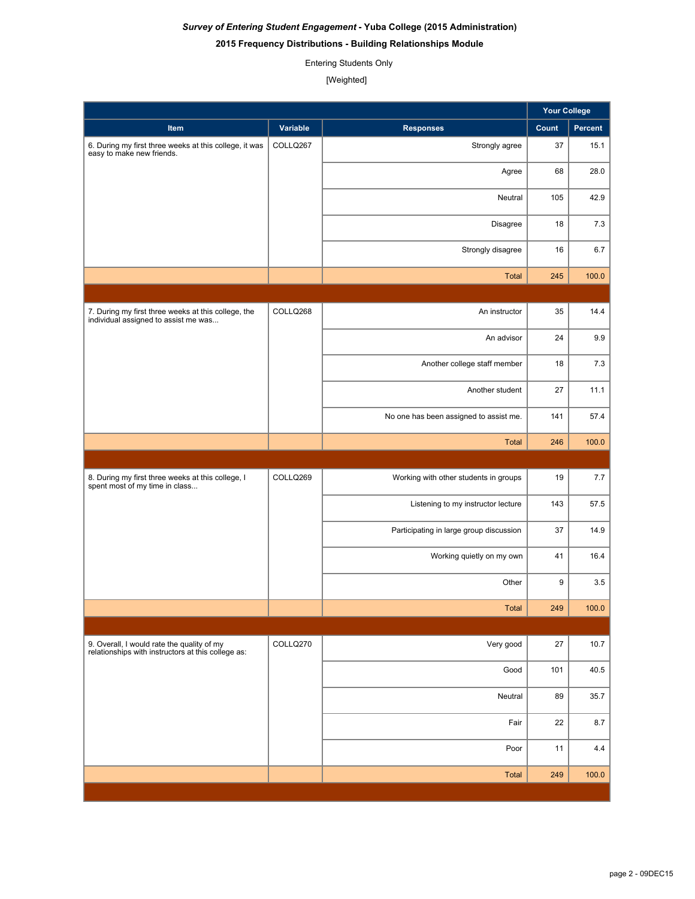***Survey of Entering Student Engagement* - Yuba College (2015 Administration)**

**2015 Frequency Distributions - Building Relationships Module**

Entering Students Only

[Weighted]

| | | | Your College | |
|---|---|---|---|---|
| **Item** | **Variable** | **Responses** | **Count** | **Percent** |
| 6. During my first three weeks at this college, it was easy to make new friends. | COLLQ267 | Strongly agree | 37 | 15.1 |
| | | Agree | 68 | 28.0 |
| | | Neutral | 105 | 42.9 |
| | | Disagree | 18 | 7.3 |
| | | Strongly disagree | 16 | 6.7 |
| | | Total | 245 | 100.0 |
| 7. During my first three weeks at this college, the individual assigned to assist me was... | COLLQ268 | An instructor | 35 | 14.4 |
| | | An advisor | 24 | 9.9 |
| | | Another college staff member | 18 | 7.3 |
| | | Another student | 27 | 11.1 |
| | | No one has been assigned to assist me. | 141 | 57.4 |
| | | Total | 246 | 100.0 |
| 8. During my first three weeks at this college, I spent most of my time in class... | COLLQ269 | Working with other students in groups | 19 | 7.7 |
| | | Listening to my instructor lecture | 143 | 57.5 |
| | | Participating in large group discussion | 37 | 14.9 |
| | | Working quietly on my own | 41 | 16.4 |
| | | Other | 9 | 3.5 |
| | | Total | 249 | 100.0 |
| 9. Overall, I would rate the quality of my relationships with instructors at this college as: | COLLQ270 | Very good | 27 | 10.7 |
| | | Good | 101 | 40.5 |
| | | Neutral | 89 | 35.7 |
| | | Fair | 22 | 8.7 |
| | | Poor | 11 | 4.4 |
| | | Total | 249 | 100.0 |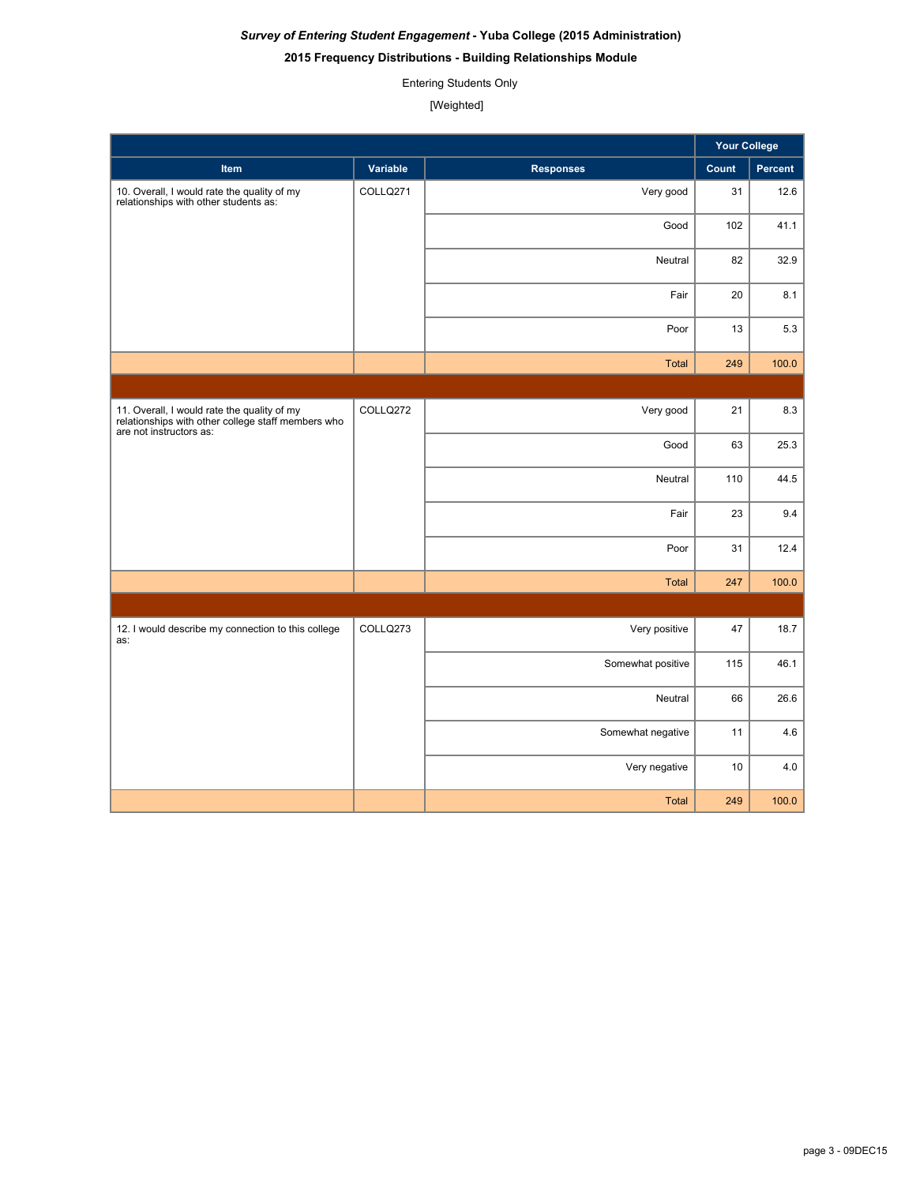***Survey of Entering Student Engagement* - Yuba College (2015 Administration)**

**2015 Frequency Distributions - Building Relationships Module**

Entering Students Only

[Weighted]

| | | | Your College | |
|---|---|---|---|---|
| **Item** | **Variable** | **Responses** | **Count** | **Percent** |
| 10. Overall, I would rate the quality of my relationships with other students as: | COLLQ271 | Very good | 31 | 12.6 |
| | | Good | 102 | 41.1 |
| | | Neutral | 82 | 32.9 |
| | | Fair | 20 | 8.1 |
| | | Poor | 13 | 5.3 |
| | | Total | 249 | 100.0 |
| | | | | |
| 11. Overall, I would rate the quality of my relationships with other college staff members who are not instructors as: | COLLQ272 | Very good | 21 | 8.3 |
| | | Good | 63 | 25.3 |
| | | Neutral | 110 | 44.5 |
| | | Fair | 23 | 9.4 |
| | | Poor | 31 | 12.4 |
| | | Total | 247 | 100.0 |
| | | | | |
| 12. I would describe my connection to this college as: | COLLQ273 | Very positive | 47 | 18.7 |
| | | Somewhat positive | 115 | 46.1 |
| | | Neutral | 66 | 26.6 |
| | | Somewhat negative | 11 | 4.6 |
| | | Very negative | 10 | 4.0 |
| | | Total | 249 | 100.0 |